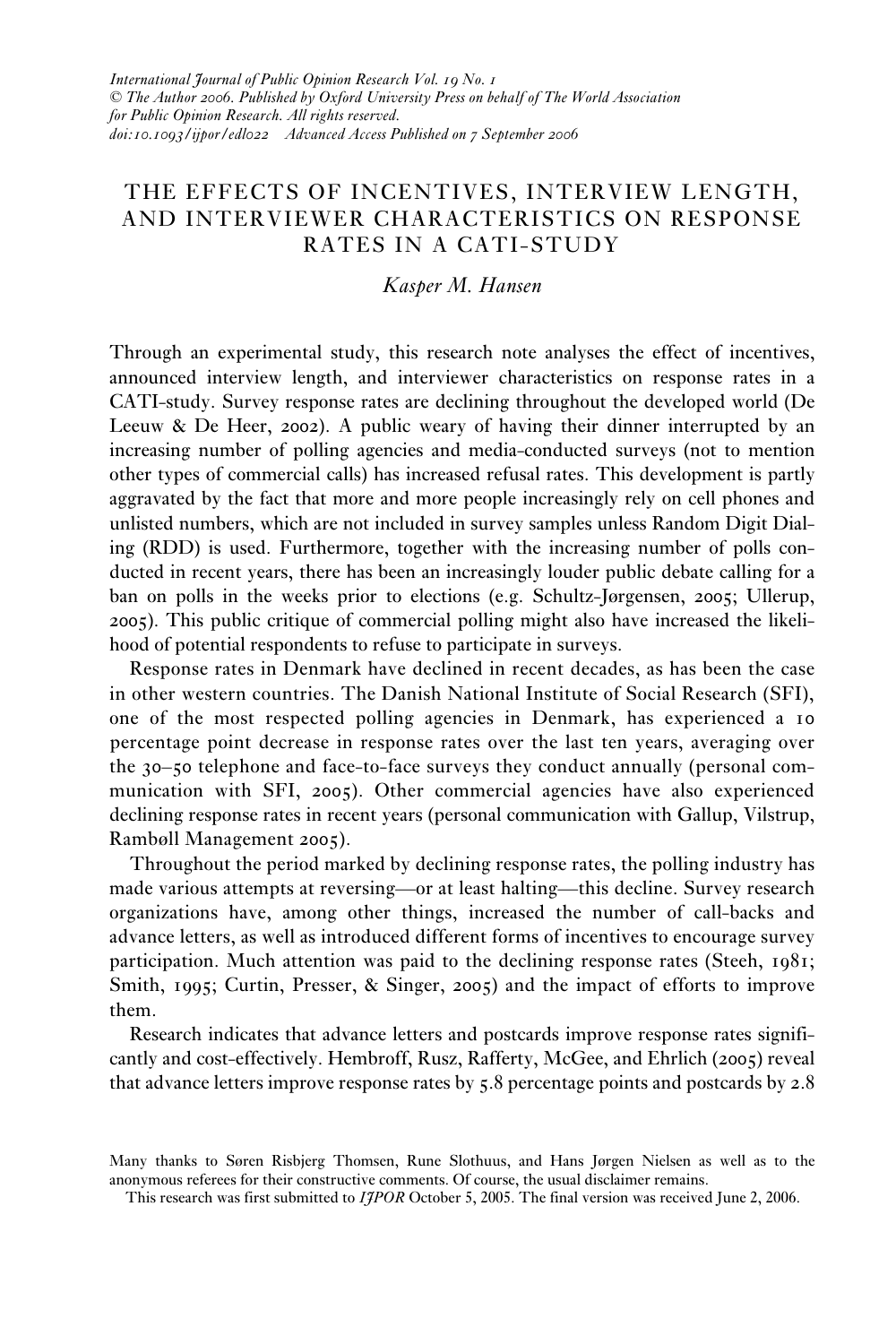*International Journal of Public Opinion Research Vol. 19 No. 1*
*© The Author 2006. Published by Oxford University Press on behalf of The World Association for Public Opinion Research. All rights reserved.*
*doi:10.1093/ijpor/edl022 Advanced Access Published on 7 September 2006*

# THE EFFECTS OF INCENTIVES, INTERVIEW LENGTH, AND INTERVIEWER CHARACTERISTICS ON RESPONSE RATES IN A CATI-STUDY

*Kasper M. Hansen*

Through an experimental study, this research note analyses the effect of incentives, announced interview length, and interviewer characteristics on response rates in a CATI-study. Survey response rates are declining throughout the developed world (De Leeuw & De Heer, 2002). A public weary of having their dinner interrupted by an increasing number of polling agencies and media-conducted surveys (not to mention other types of commercial calls) has increased refusal rates. This development is partly aggravated by the fact that more and more people increasingly rely on cell phones and unlisted numbers, which are not included in survey samples unless Random Digit Dialing (RDD) is used. Furthermore, together with the increasing number of polls conducted in recent years, there has been an increasingly louder public debate calling for a ban on polls in the weeks prior to elections (e.g. Schultz-Jørgensen, 2005; Ullerup, 2005). This public critique of commercial polling might also have increased the likelihood of potential respondents to refuse to participate in surveys.

Response rates in Denmark have declined in recent decades, as has been the case in other western countries. The Danish National Institute of Social Research (SFI), one of the most respected polling agencies in Denmark, has experienced a 10 percentage point decrease in response rates over the last ten years, averaging over the 30–50 telephone and face-to-face surveys they conduct annually (personal communication with SFI, 2005). Other commercial agencies have also experienced declining response rates in recent years (personal communication with Gallup, Vilstrup, Rambøll Management 2005).

Throughout the period marked by declining response rates, the polling industry has made various attempts at reversing—or at least halting—this decline. Survey research organizations have, among other things, increased the number of call-backs and advance letters, as well as introduced different forms of incentives to encourage survey participation. Much attention was paid to the declining response rates (Steeh, 1981; Smith, 1995; Curtin, Presser, & Singer, 2005) and the impact of efforts to improve them.

Research indicates that advance letters and postcards improve response rates significantly and cost-effectively. Hembroff, Rusz, Rafferty, McGee, and Ehrlich (2005) reveal that advance letters improve response rates by 5.8 percentage points and postcards by 2.8

---

Many thanks to Søren Risbjerg Thomsen, Rune Slothuus, and Hans Jørgen Nielsen as well as to the anonymous referees for their constructive comments. Of course, the usual disclaimer remains.

This research was first submitted to *IJPOR* October 5, 2005. The final version was received June 2, 2006.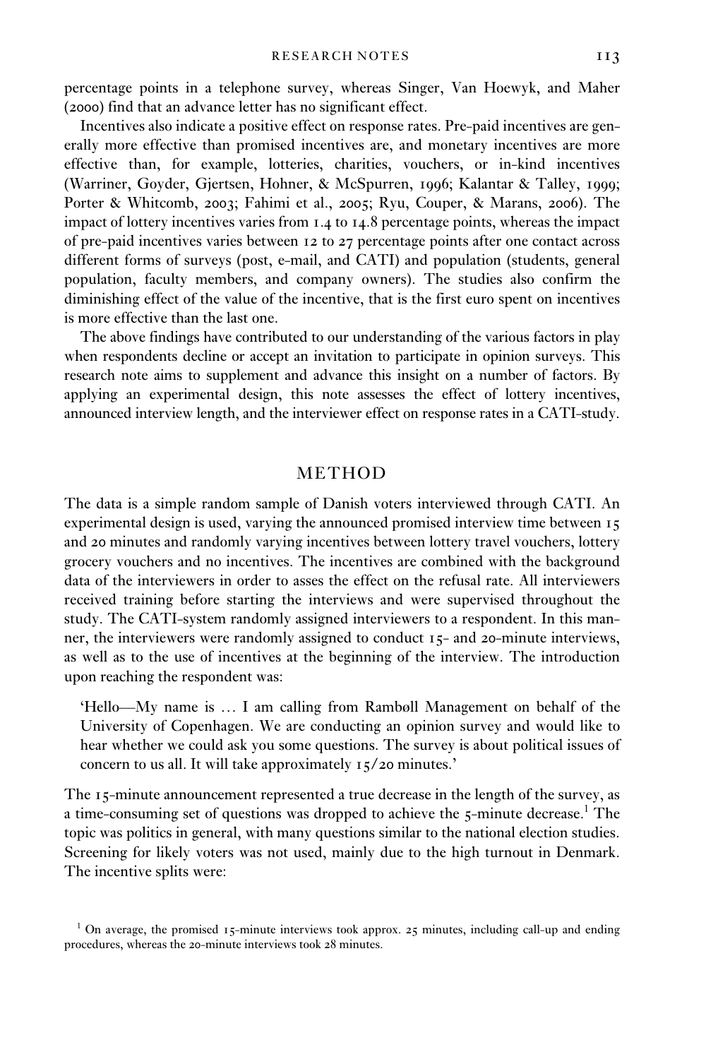percentage points in a telephone survey, whereas Singer, Van Hoewyk, and Maher (2000) find that an advance letter has no significant effect.

Incentives also indicate a positive effect on response rates. Pre-paid incentives are generally more effective than promised incentives are, and monetary incentives are more effective than, for example, lotteries, charities, vouchers, or in-kind incentives (Warriner, Goyder, Gjertsen, Hohner, & McSpurren, 1996; Kalantar & Talley, 1999; Porter & Whitcomb, 2003; Fahimi et al., 2005; Ryu, Couper, & Marans, 2006). The impact of lottery incentives varies from 1.4 to 14.8 percentage points, whereas the impact of pre-paid incentives varies between 12 to 27 percentage points after one contact across different forms of surveys (post, e-mail, and CATI) and population (students, general population, faculty members, and company owners). The studies also confirm the diminishing effect of the value of the incentive, that is the first euro spent on incentives is more effective than the last one.

The above findings have contributed to our understanding of the various factors in play when respondents decline or accept an invitation to participate in opinion surveys. This research note aims to supplement and advance this insight on a number of factors. By applying an experimental design, this note assesses the effect of lottery incentives, announced interview length, and the interviewer effect on response rates in a CATI-study.

## METHOD

The data is a simple random sample of Danish voters interviewed through CATI. An experimental design is used, varying the announced promised interview time between 15 and 20 minutes and randomly varying incentives between lottery travel vouchers, lottery grocery vouchers and no incentives. The incentives are combined with the background data of the interviewers in order to asses the effect on the refusal rate. All interviewers received training before starting the interviews and were supervised throughout the study. The CATI-system randomly assigned interviewers to a respondent. In this manner, the interviewers were randomly assigned to conduct 15- and 20-minute interviews, as well as to the use of incentives at the beginning of the interview. The introduction upon reaching the respondent was:

> 'Hello—My name is … I am calling from Rambøll Management on behalf of the University of Copenhagen. We are conducting an opinion survey and would like to hear whether we could ask you some questions. The survey is about political issues of concern to us all. It will take approximately 15/20 minutes.'

The 15-minute announcement represented a true decrease in the length of the survey, as a time-consuming set of questions was dropped to achieve the 5-minute decrease.[1] The topic was politics in general, with many questions similar to the national election studies. Screening for likely voters was not used, mainly due to the high turnout in Denmark. The incentive splits were:

[1] On average, the promised 15-minute interviews took approx. 25 minutes, including call-up and ending procedures, whereas the 20-minute interviews took 28 minutes.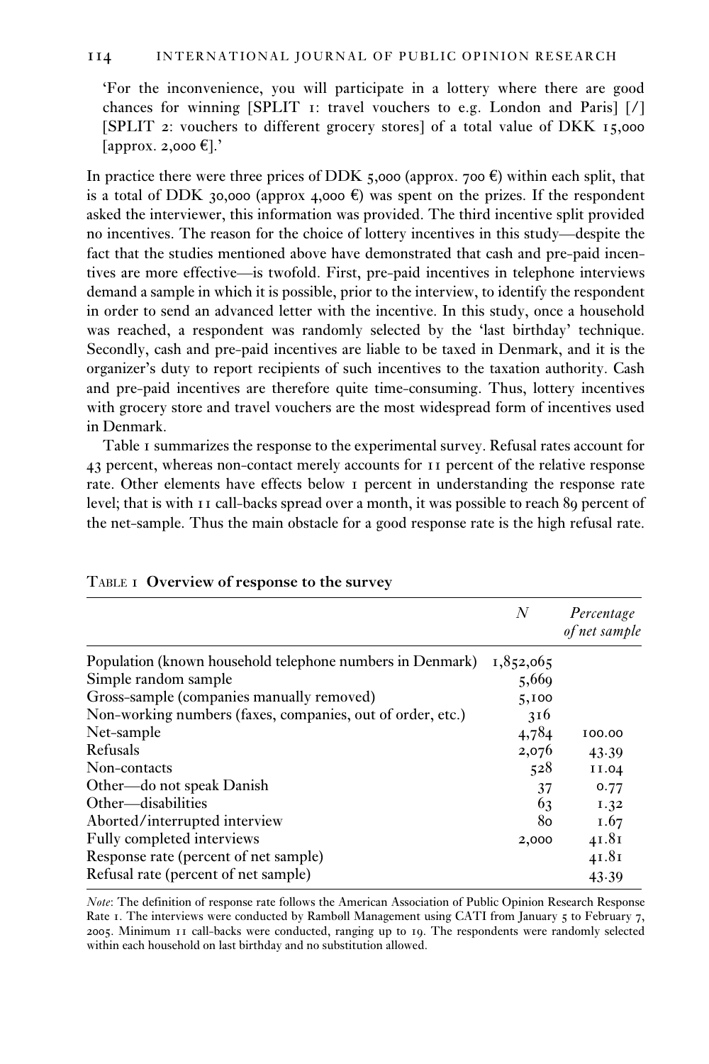'For the inconvenience, you will participate in a lottery where there are good chances for winning [SPLIT 1: travel vouchers to e.g. London and Paris] [/] [SPLIT 2: vouchers to different grocery stores] of a total value of DKK 15,000 [approx. 2,000 €].'

In practice there were three prices of DDK 5,000 (approx. 700 €) within each split, that is a total of DDK 30,000 (approx 4,000 €) was spent on the prizes. If the respondent asked the interviewer, this information was provided. The third incentive split provided no incentives. The reason for the choice of lottery incentives in this study—despite the fact that the studies mentioned above have demonstrated that cash and pre-paid incentives are more effective—is twofold. First, pre-paid incentives in telephone interviews demand a sample in which it is possible, prior to the interview, to identify the respondent in order to send an advanced letter with the incentive. In this study, once a household was reached, a respondent was randomly selected by the 'last birthday' technique. Secondly, cash and pre-paid incentives are liable to be taxed in Denmark, and it is the organizer's duty to report recipients of such incentives to the taxation authority. Cash and pre-paid incentives are therefore quite time-consuming. Thus, lottery incentives with grocery store and travel vouchers are the most widespread form of incentives used in Denmark.

Table 1 summarizes the response to the experimental survey. Refusal rates account for 43 percent, whereas non-contact merely accounts for 11 percent of the relative response rate. Other elements have effects below 1 percent in understanding the response rate level; that is with 11 call-backs spread over a month, it was possible to reach 89 percent of the net-sample. Thus the main obstacle for a good response rate is the high refusal rate.

TABLE 1 **Overview of response to the survey**

| | *N* | *Percentage of net sample* |
|---|---|---|
| Population (known household telephone numbers in Denmark) | 1,852,065 | |
| Simple random sample | 5,669 | |
| Gross-sample (companies manually removed) | 5,100 | |
| Non-working numbers (faxes, companies, out of order, etc.) | 316 | |
| Net-sample | 4,784 | 100.00 |
| Refusals | 2,076 | 43.39 |
| Non-contacts | 528 | 11.04 |
| Other—do not speak Danish | 37 | 0.77 |
| Other—disabilities | 63 | 1.32 |
| Aborted/interrupted interview | 80 | 1.67 |
| Fully completed interviews | 2,000 | 41.81 |
| Response rate (percent of net sample) | | 41.81 |
| Refusal rate (percent of net sample) | | 43.39 |

*Note*: The definition of response rate follows the American Association of Public Opinion Research Response Rate 1. The interviews were conducted by Rambøll Management using CATI from January 5 to February 7, 2005. Minimum 11 call-backs were conducted, ranging up to 19. The respondents were randomly selected within each household on last birthday and no substitution allowed.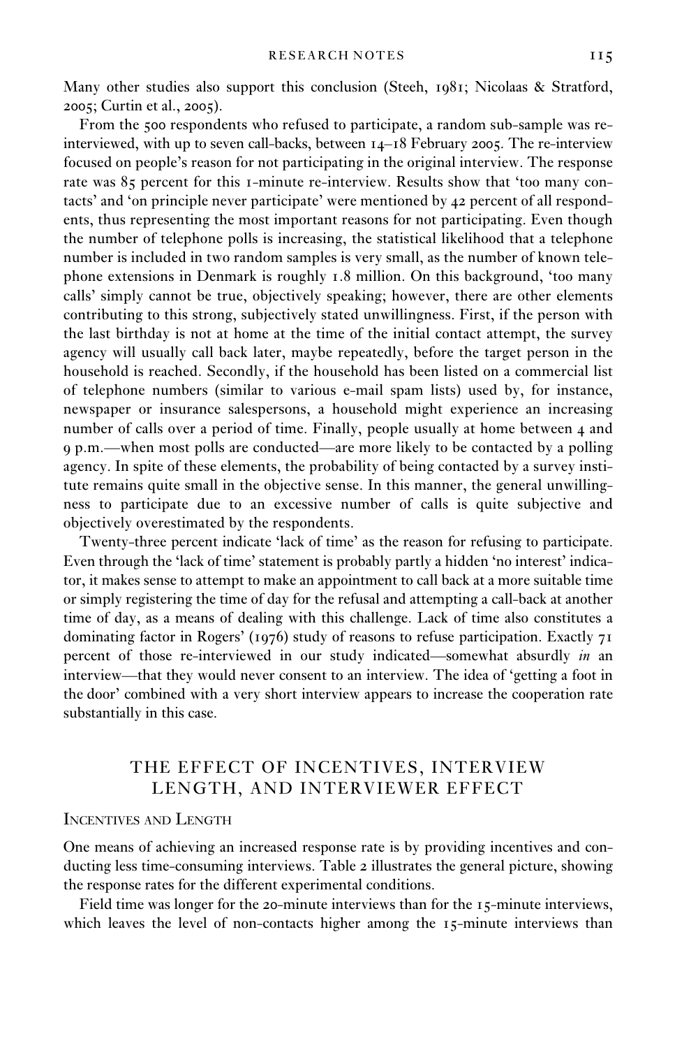Many other studies also support this conclusion (Steeh, 1981; Nicolaas & Stratford, 2005; Curtin et al., 2005).

From the 500 respondents who refused to participate, a random sub-sample was re-interviewed, with up to seven call-backs, between 14–18 February 2005. The re-interview focused on people's reason for not participating in the original interview. The response rate was 85 percent for this 1-minute re-interview. Results show that 'too many contacts' and 'on principle never participate' were mentioned by 42 percent of all respondents, thus representing the most important reasons for not participating. Even though the number of telephone polls is increasing, the statistical likelihood that a telephone number is included in two random samples is very small, as the number of known telephone extensions in Denmark is roughly 1.8 million. On this background, 'too many calls' simply cannot be true, objectively speaking; however, there are other elements contributing to this strong, subjectively stated unwillingness. First, if the person with the last birthday is not at home at the time of the initial contact attempt, the survey agency will usually call back later, maybe repeatedly, before the target person in the household is reached. Secondly, if the household has been listed on a commercial list of telephone numbers (similar to various e-mail spam lists) used by, for instance, newspaper or insurance salespersons, a household might experience an increasing number of calls over a period of time. Finally, people usually at home between 4 and 9 p.m.—when most polls are conducted—are more likely to be contacted by a polling agency. In spite of these elements, the probability of being contacted by a survey institute remains quite small in the objective sense. In this manner, the general unwillingness to participate due to an excessive number of calls is quite subjective and objectively overestimated by the respondents.

Twenty-three percent indicate 'lack of time' as the reason for refusing to participate. Even through the 'lack of time' statement is probably partly a hidden 'no interest' indicator, it makes sense to attempt to make an appointment to call back at a more suitable time or simply registering the time of day for the refusal and attempting a call-back at another time of day, as a means of dealing with this challenge. Lack of time also constitutes a dominating factor in Rogers' (1976) study of reasons to refuse participation. Exactly 71 percent of those re-interviewed in our study indicated—somewhat absurdly *in* an interview—that they would never consent to an interview. The idea of 'getting a foot in the door' combined with a very short interview appears to increase the cooperation rate substantially in this case.

## THE EFFECT OF INCENTIVES, INTERVIEW LENGTH, AND INTERVIEWER EFFECT

### Incentives and Length

One means of achieving an increased response rate is by providing incentives and conducting less time-consuming interviews. Table 2 illustrates the general picture, showing the response rates for the different experimental conditions.

Field time was longer for the 20-minute interviews than for the 15-minute interviews, which leaves the level of non-contacts higher among the 15-minute interviews than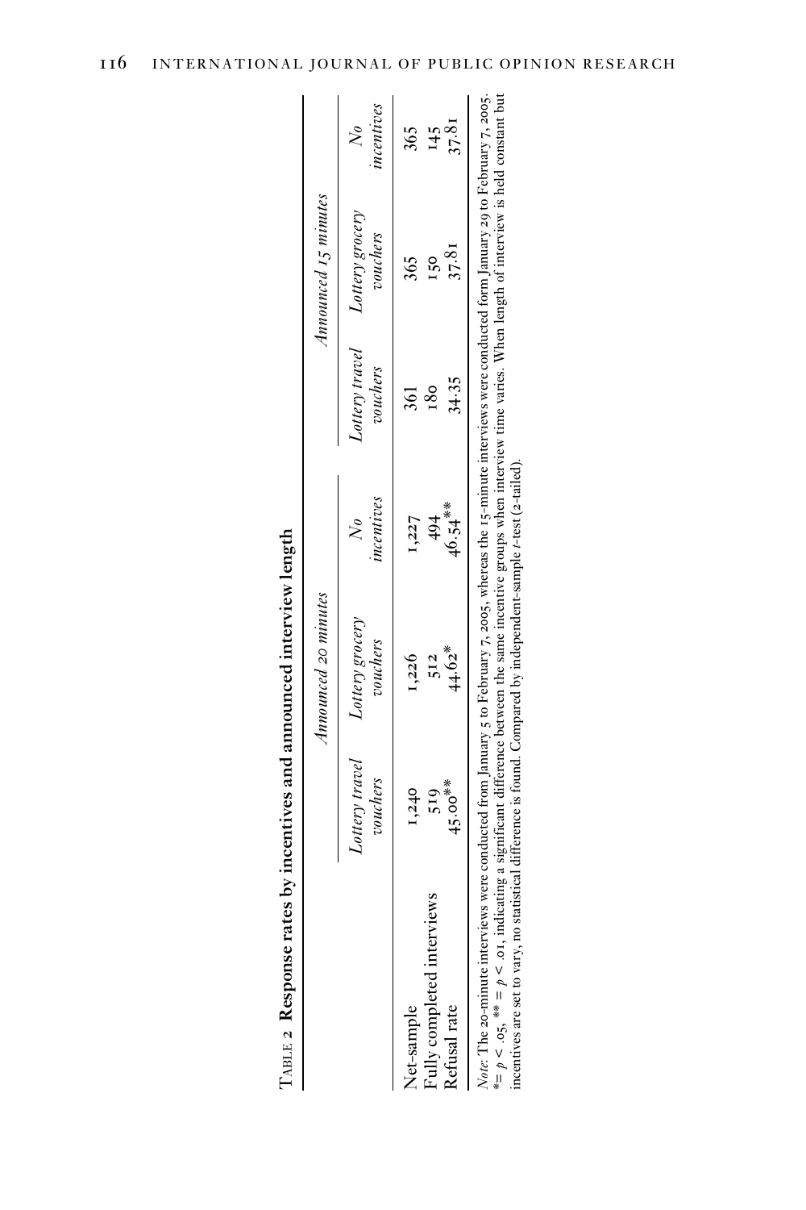Table 2 **Response rates by incentives and announced interview length**

| | *Announced 20 minutes* | | | *Announced 15 minutes* | | |
|---|---|---|---|---|---|---|
| | *Lottery travel vouchers* | *Lottery grocery vouchers* | *No incentives* | *Lottery travel vouchers* | *Lottery grocery vouchers* | *No incentives* |
| Net-sample | 1,240 | 1,226 | 1,227 | 361 | 365 | 365 |
| Fully completed interviews | 519 | 512 | 494 | 180 | 150 | 145 |
| Refusal rate | 45.00** | 44.62* | 46.54** | 34.35 | 37.81 | 37.81 |

*Note*: The 20-minute interviews were conducted from January 5 to February 7, 2005, whereas the 15-minute interviews were conducted form January 29 to February 7, 2005. *= $p < .05$, ** = $p < .01$, indicating a significant difference between the same incentive groups when interview time varies. When length of interview is held constant but incentives are set to vary, no statistical difference is found. Compared by independent-sample *t*-test (2-tailed).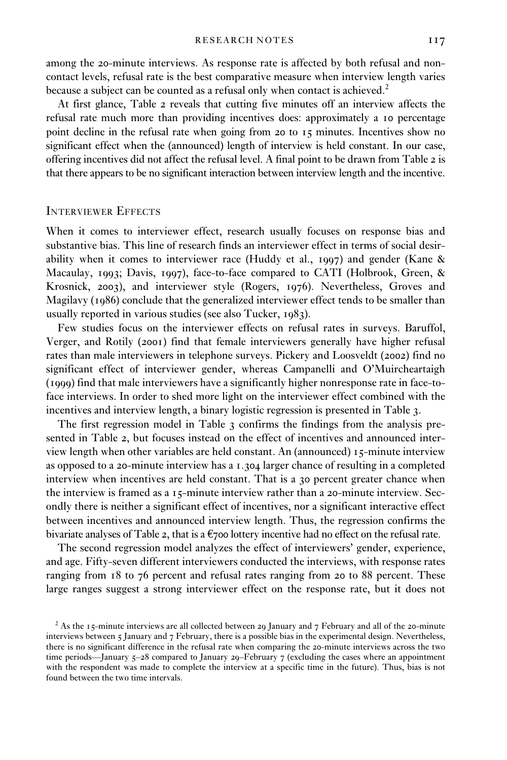among the 20-minute interviews. As response rate is affected by both refusal and non-contact levels, refusal rate is the best comparative measure when interview length varies because a subject can be counted as a refusal only when contact is achieved.[2]

At first glance, Table 2 reveals that cutting five minutes off an interview affects the refusal rate much more than providing incentives does: approximately a 10 percentage point decline in the refusal rate when going from 20 to 15 minutes. Incentives show no significant effect when the (announced) length of interview is held constant. In our case, offering incentives did not affect the refusal level. A final point to be drawn from Table 2 is that there appears to be no significant interaction between interview length and the incentive.

## Interviewer Effects

When it comes to interviewer effect, research usually focuses on response bias and substantive bias. This line of research finds an interviewer effect in terms of social desirability when it comes to interviewer race (Huddy et al., 1997) and gender (Kane & Macaulay, 1993; Davis, 1997), face-to-face compared to CATI (Holbrook, Green, & Krosnick, 2003), and interviewer style (Rogers, 1976). Nevertheless, Groves and Magilavy (1986) conclude that the generalized interviewer effect tends to be smaller than usually reported in various studies (see also Tucker, 1983).

Few studies focus on the interviewer effects on refusal rates in surveys. Baruffol, Verger, and Rotily (2001) find that female interviewers generally have higher refusal rates than male interviewers in telephone surveys. Pickery and Loosveldt (2002) find no significant effect of interviewer gender, whereas Campanelli and O'Muircheartaigh (1999) find that male interviewers have a significantly higher nonresponse rate in face-to-face interviews. In order to shed more light on the interviewer effect combined with the incentives and interview length, a binary logistic regression is presented in Table 3.

The first regression model in Table 3 confirms the findings from the analysis presented in Table 2, but focuses instead on the effect of incentives and announced interview length when other variables are held constant. An (announced) 15-minute interview as opposed to a 20-minute interview has a 1.304 larger chance of resulting in a completed interview when incentives are held constant. That is a 30 percent greater chance when the interview is framed as a 15-minute interview rather than a 20-minute interview. Secondly there is neither a significant effect of incentives, nor a significant interactive effect between incentives and announced interview length. Thus, the regression confirms the bivariate analyses of Table 2, that is a €700 lottery incentive had no effect on the refusal rate.

The second regression model analyzes the effect of interviewers' gender, experience, and age. Fifty-seven different interviewers conducted the interviews, with response rates ranging from 18 to 76 percent and refusal rates ranging from 20 to 88 percent. These large ranges suggest a strong interviewer effect on the response rate, but it does not

[2] As the 15-minute interviews are all collected between 29 January and 7 February and all of the 20-minute interviews between 5 January and 7 February, there is a possible bias in the experimental design. Nevertheless, there is no significant difference in the refusal rate when comparing the 20-minute interviews across the two time periods—January 5–28 compared to January 29–February 7 (excluding the cases where an appointment with the respondent was made to complete the interview at a specific time in the future). Thus, bias is not found between the two time intervals.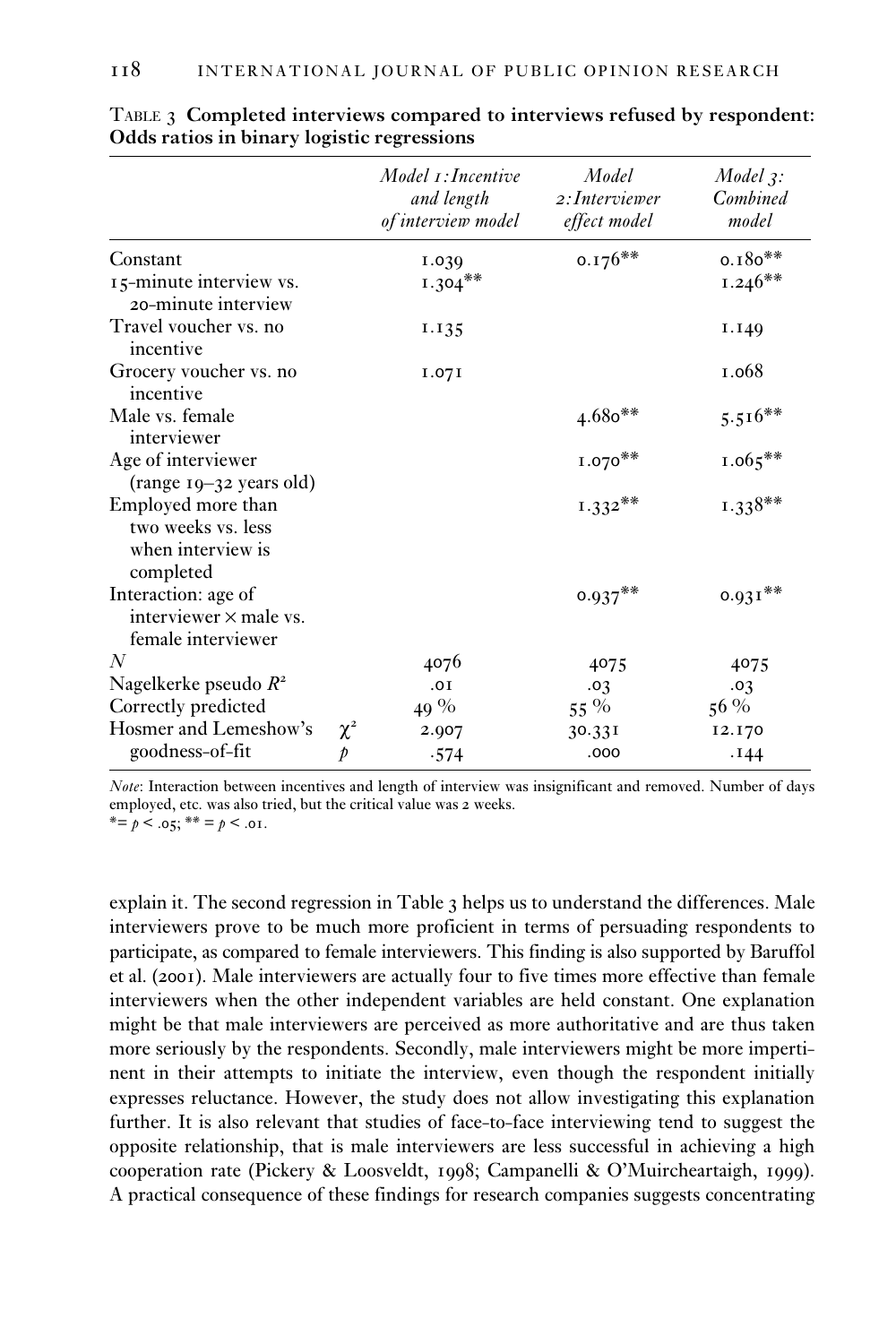TABLE 3 **Completed interviews compared to interviews refused by respondent: Odds ratios in binary logistic regressions**

| | | *Model 1: Incentive and length of interview model* | *Model 2: Interviewer effect model* | *Model 3: Combined model* |
|---|---|---|---|---|
| Constant | | 1.039 | 0.176** | 0.180** |
| 15-minute interview vs. 20-minute interview | | 1.304** | | 1.246** |
| Travel voucher vs. no incentive | | 1.135 | | 1.149 |
| Grocery voucher vs. no incentive | | 1.071 | | 1.068 |
| Male vs. female interviewer | | | 4.680** | 5.516** |
| Age of interviewer (range 19–32 years old) | | | 1.070** | 1.065** |
| Employed more than two weeks vs. less when interview is completed | | | 1.332** | 1.338** |
| Interaction: age of interviewer × male vs. female interviewer | | | 0.937** | 0.931** |
| *N* | | 4076 | 4075 | 4075 |
| Nagelkerke pseudo $R^2$ | | .01 | .03 | .03 |
| Correctly predicted | | 49 % | 55 % | 56 % |
| Hosmer and Lemeshow's | $\chi^2$ | 2.907 | 30.331 | 12.170 |
| goodness-of-fit | $p$ | .574 | .000 | .144 |

*Note*: Interaction between incentives and length of interview was insignificant and removed. Number of days employed, etc. was also tried, but the critical value was 2 weeks.
* = $p < .05$; ** = $p < .01$.

explain it. The second regression in Table 3 helps us to understand the differences. Male interviewers prove to be much more proficient in terms of persuading respondents to participate, as compared to female interviewers. This finding is also supported by Baruffol et al. (2001). Male interviewers are actually four to five times more effective than female interviewers when the other independent variables are held constant. One explanation might be that male interviewers are perceived as more authoritative and are thus taken more seriously by the respondents. Secondly, male interviewers might be more impertinent in their attempts to initiate the interview, even though the respondent initially expresses reluctance. However, the study does not allow investigating this explanation further. It is also relevant that studies of face-to-face interviewing tend to suggest the opposite relationship, that is male interviewers are less successful in achieving a high cooperation rate (Pickery & Loosveldt, 1998; Campanelli & O'Muircheartaigh, 1999). A practical consequence of these findings for research companies suggests concentrating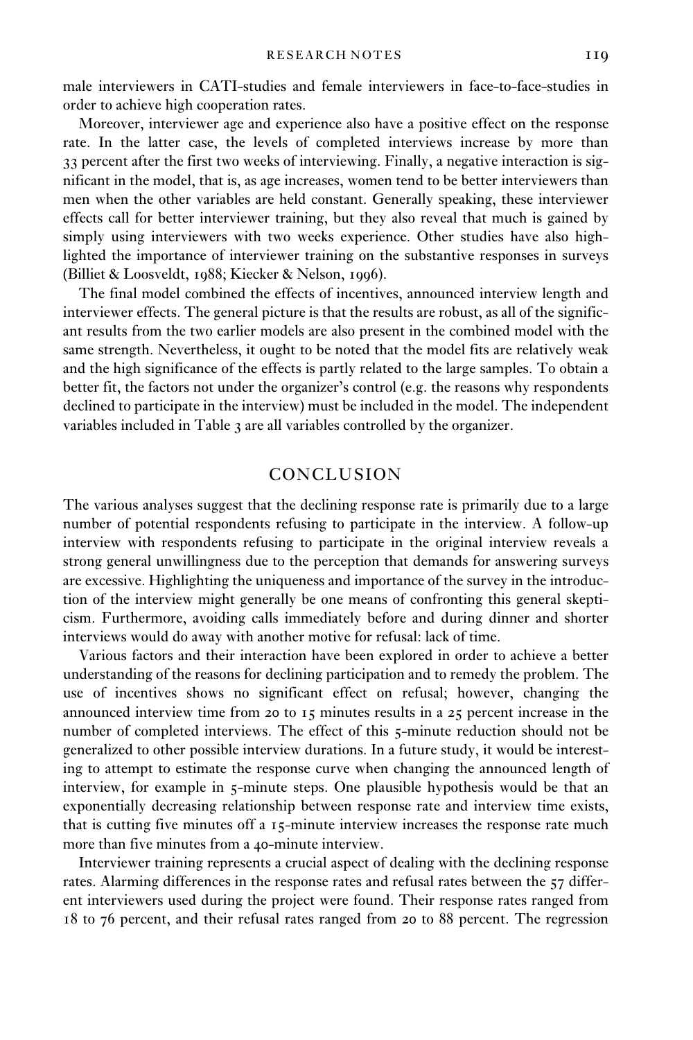male interviewers in CATI-studies and female interviewers in face-to-face-studies in order to achieve high cooperation rates.

Moreover, interviewer age and experience also have a positive effect on the response rate. In the latter case, the levels of completed interviews increase by more than 33 percent after the first two weeks of interviewing. Finally, a negative interaction is significant in the model, that is, as age increases, women tend to be better interviewers than men when the other variables are held constant. Generally speaking, these interviewer effects call for better interviewer training, but they also reveal that much is gained by simply using interviewers with two weeks experience. Other studies have also highlighted the importance of interviewer training on the substantive responses in surveys (Billiet & Loosveldt, 1988; Kiecker & Nelson, 1996).

The final model combined the effects of incentives, announced interview length and interviewer effects. The general picture is that the results are robust, as all of the significant results from the two earlier models are also present in the combined model with the same strength. Nevertheless, it ought to be noted that the model fits are relatively weak and the high significance of the effects is partly related to the large samples. To obtain a better fit, the factors not under the organizer's control (e.g. the reasons why respondents declined to participate in the interview) must be included in the model. The independent variables included in Table 3 are all variables controlled by the organizer.

## CONCLUSION

The various analyses suggest that the declining response rate is primarily due to a large number of potential respondents refusing to participate in the interview. A follow-up interview with respondents refusing to participate in the original interview reveals a strong general unwillingness due to the perception that demands for answering surveys are excessive. Highlighting the uniqueness and importance of the survey in the introduction of the interview might generally be one means of confronting this general skepticism. Furthermore, avoiding calls immediately before and during dinner and shorter interviews would do away with another motive for refusal: lack of time.

Various factors and their interaction have been explored in order to achieve a better understanding of the reasons for declining participation and to remedy the problem. The use of incentives shows no significant effect on refusal; however, changing the announced interview time from 20 to 15 minutes results in a 25 percent increase in the number of completed interviews. The effect of this 5-minute reduction should not be generalized to other possible interview durations. In a future study, it would be interesting to attempt to estimate the response curve when changing the announced length of interview, for example in 5-minute steps. One plausible hypothesis would be that an exponentially decreasing relationship between response rate and interview time exists, that is cutting five minutes off a 15-minute interview increases the response rate much more than five minutes from a 40-minute interview.

Interviewer training represents a crucial aspect of dealing with the declining response rates. Alarming differences in the response rates and refusal rates between the 57 different interviewers used during the project were found. Their response rates ranged from 18 to 76 percent, and their refusal rates ranged from 20 to 88 percent. The regression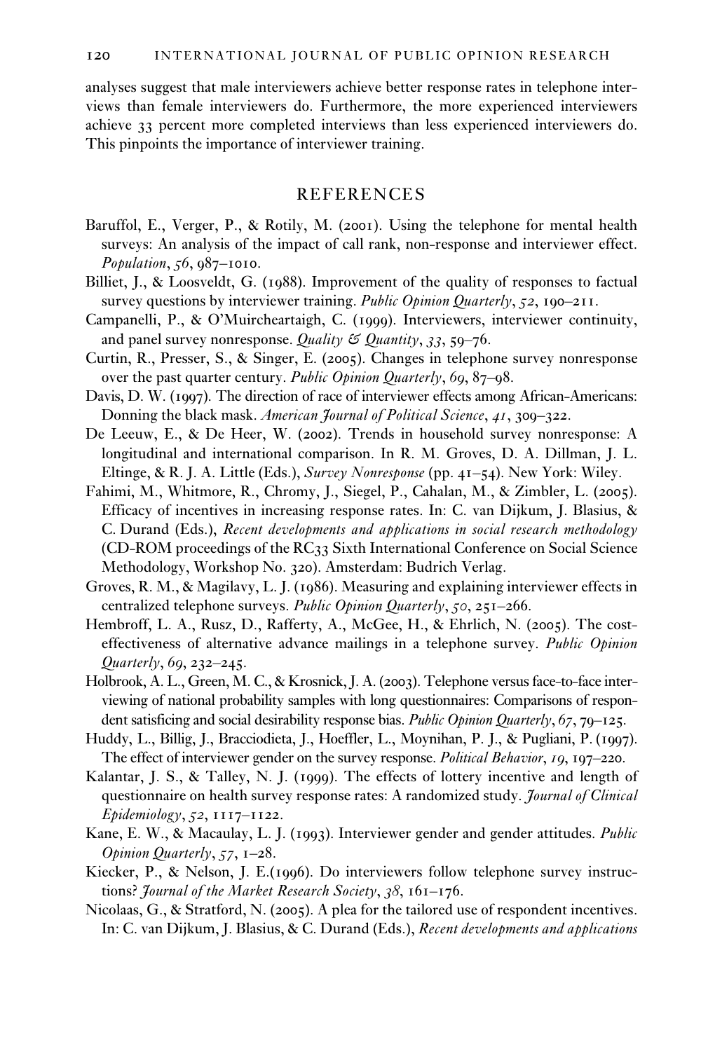analyses suggest that male interviewers achieve better response rates in telephone interviews than female interviewers do. Furthermore, the more experienced interviewers achieve 33 percent more completed interviews than less experienced interviewers do. This pinpoints the importance of interviewer training.

## REFERENCES

Baruffol, E., Verger, P., & Rotily, M. (2001). Using the telephone for mental health surveys: An analysis of the impact of call rank, non-response and interviewer effect. *Population*, *56*, 987–1010.

Billiet, J., & Loosveldt, G. (1988). Improvement of the quality of responses to factual survey questions by interviewer training. *Public Opinion Quarterly*, *52*, 190–211.

Campanelli, P., & O'Muircheartaigh, C. (1999). Interviewers, interviewer continuity, and panel survey nonresponse. *Quality & Quantity*, *33*, 59–76.

Curtin, R., Presser, S., & Singer, E. (2005). Changes in telephone survey nonresponse over the past quarter century. *Public Opinion Quarterly*, *69*, 87–98.

Davis, D. W. (1997). The direction of race of interviewer effects among African-Americans: Donning the black mask. *American Journal of Political Science*, *41*, 309–322.

De Leeuw, E., & De Heer, W. (2002). Trends in household survey nonresponse: A longitudinal and international comparison. In R. M. Groves, D. A. Dillman, J. L. Eltinge, & R. J. A. Little (Eds.), *Survey Nonresponse* (pp. 41–54). New York: Wiley.

Fahimi, M., Whitmore, R., Chromy, J., Siegel, P., Cahalan, M., & Zimbler, L. (2005). Efficacy of incentives in increasing response rates. In: C. van Dijkum, J. Blasius, & C. Durand (Eds.), *Recent developments and applications in social research methodology* (CD-ROM proceedings of the RC33 Sixth International Conference on Social Science Methodology, Workshop No. 320). Amsterdam: Budrich Verlag.

Groves, R. M., & Magilavy, L. J. (1986). Measuring and explaining interviewer effects in centralized telephone surveys. *Public Opinion Quarterly*, *50*, 251–266.

Hembroff, L. A., Rusz, D., Rafferty, A., McGee, H., & Ehrlich, N. (2005). The cost-effectiveness of alternative advance mailings in a telephone survey. *Public Opinion Quarterly*, *69*, 232–245.

Holbrook, A. L., Green, M. C., & Krosnick, J. A. (2003). Telephone versus face-to-face interviewing of national probability samples with long questionnaires: Comparisons of respondent satisficing and social desirability response bias. *Public Opinion Quarterly*, *67*, 79–125.

Huddy, L., Billig, J., Bracciodieta, J., Hoeffler, L., Moynihan, P. J., & Pugliani, P. (1997). The effect of interviewer gender on the survey response. *Political Behavior*, *19*, 197–220.

Kalantar, J. S., & Talley, N. J. (1999). The effects of lottery incentive and length of questionnaire on health survey response rates: A randomized study. *Journal of Clinical Epidemiology*, *52*, 1117–1122.

Kane, E. W., & Macaulay, L. J. (1993). Interviewer gender and gender attitudes. *Public Opinion Quarterly*, *57*, 1–28.

Kiecker, P., & Nelson, J. E.(1996). Do interviewers follow telephone survey instructions? *Journal of the Market Research Society*, *38*, 161–176.

Nicolaas, G., & Stratford, N. (2005). A plea for the tailored use of respondent incentives. In: C. van Dijkum, J. Blasius, & C. Durand (Eds.), *Recent developments and applications*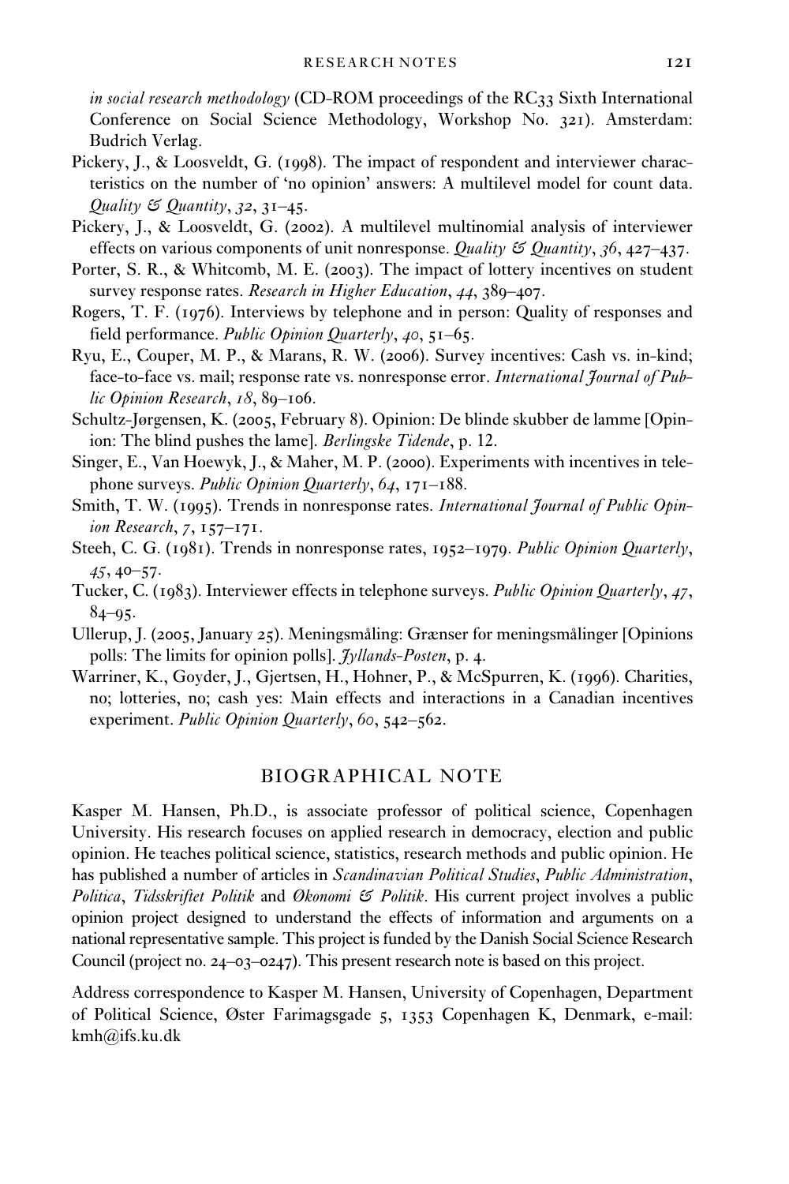*in social research methodology* (CD-ROM proceedings of the RC33 Sixth International Conference on Social Science Methodology, Workshop No. 321). Amsterdam: Budrich Verlag.

Pickery, J., & Loosveldt, G. (1998). The impact of respondent and interviewer characteristics on the number of 'no opinion' answers: A multilevel model for count data. *Quality & Quantity*, *32*, 31–45.

Pickery, J., & Loosveldt, G. (2002). A multilevel multinomial analysis of interviewer effects on various components of unit nonresponse. *Quality & Quantity*, *36*, 427–437.

Porter, S. R., & Whitcomb, M. E. (2003). The impact of lottery incentives on student survey response rates. *Research in Higher Education*, *44*, 389–407.

Rogers, T. F. (1976). Interviews by telephone and in person: Quality of responses and field performance. *Public Opinion Quarterly*, *40*, 51–65.

Ryu, E., Couper, M. P., & Marans, R. W. (2006). Survey incentives: Cash vs. in-kind; face-to-face vs. mail; response rate vs. nonresponse error. *International Journal of Public Opinion Research*, *18*, 89–106.

Schultz-Jørgensen, K. (2005, February 8). Opinion: De blinde skubber de lamme [Opinion: The blind pushes the lame]. *Berlingske Tidende*, p. 12.

Singer, E., Van Hoewyk, J., & Maher, M. P. (2000). Experiments with incentives in telephone surveys. *Public Opinion Quarterly*, *64*, 171–188.

Smith, T. W. (1995). Trends in nonresponse rates. *International Journal of Public Opinion Research*, *7*, 157–171.

Steeh, C. G. (1981). Trends in nonresponse rates, 1952–1979. *Public Opinion Quarterly*, *45*, 40–57.

Tucker, C. (1983). Interviewer effects in telephone surveys. *Public Opinion Quarterly*, *47*, 84–95.

Ullerup, J. (2005, January 25). Meningsmåling: Grænser for meningsmålinger [Opinions polls: The limits for opinion polls]. *Jyllands-Posten*, p. 4.

Warriner, K., Goyder, J., Gjertsen, H., Hohner, P., & McSpurren, K. (1996). Charities, no; lotteries, no; cash yes: Main effects and interactions in a Canadian incentives experiment. *Public Opinion Quarterly*, *60*, 542–562.

## BIOGRAPHICAL NOTE

Kasper M. Hansen, Ph.D., is associate professor of political science, Copenhagen University. His research focuses on applied research in democracy, election and public opinion. He teaches political science, statistics, research methods and public opinion. He has published a number of articles in *Scandinavian Political Studies*, *Public Administration*, *Politica*, *Tidsskriftet Politik* and *Økonomi & Politik*. His current project involves a public opinion project designed to understand the effects of information and arguments on a national representative sample. This project is funded by the Danish Social Science Research Council (project no. 24–03–0247). This present research note is based on this project.

Address correspondence to Kasper M. Hansen, University of Copenhagen, Department of Political Science, Øster Farimagsgade 5, 1353 Copenhagen K, Denmark, e-mail: kmh@ifs.ku.dk